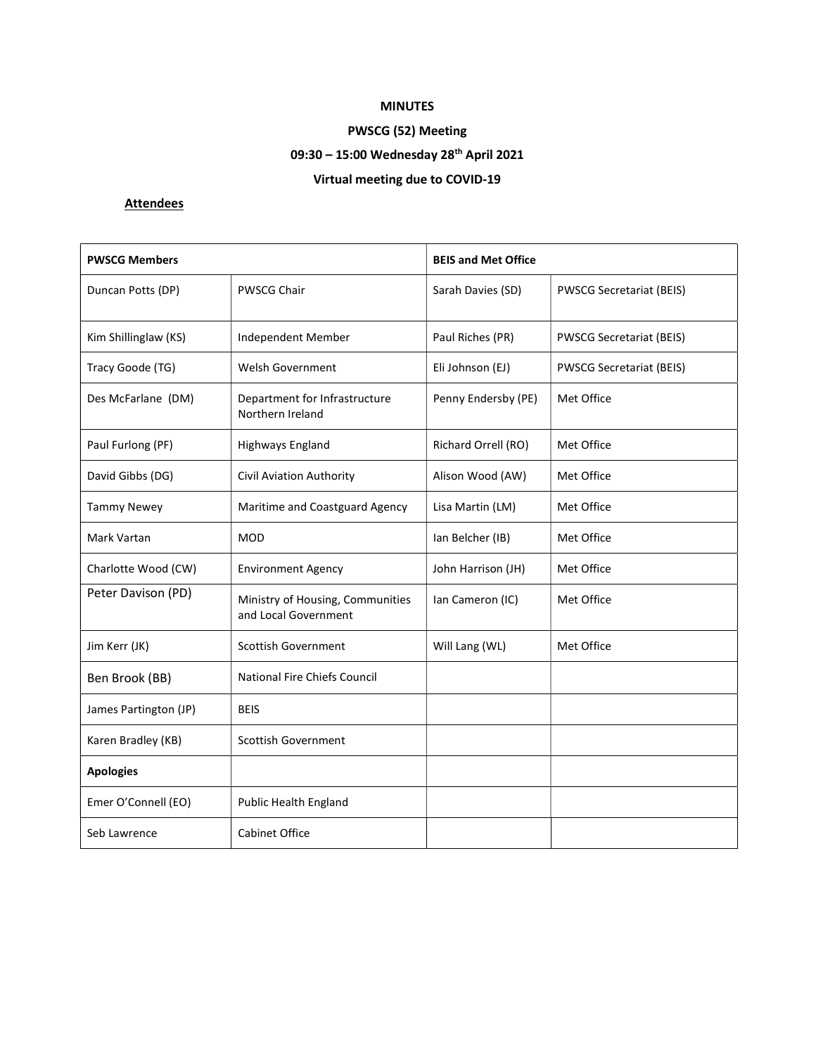**MINUTES**

**PWSCG (52) Meeting**

**09:30 – 15:00 Wednesday 28th April 2021**

**Virtual meeting due to COVID-19**

**Attendees**

| **PWSCG Members** | | **BEIS and Met Office** | |
|---|---|---|---|
| Duncan Potts (DP) | PWSCG Chair | Sarah Davies (SD) | PWSCG Secretariat (BEIS) |
| Kim Shillinglaw (KS) | Independent Member | Paul Riches (PR) | PWSCG Secretariat (BEIS) |
| Tracy Goode (TG) | Welsh Government | Eli Johnson (EJ) | PWSCG Secretariat (BEIS) |
| Des McFarlane (DM) | Department for Infrastructure Northern Ireland | Penny Endersby (PE) | Met Office |
| Paul Furlong (PF) | Highways England | Richard Orrell (RO) | Met Office |
| David Gibbs (DG) | Civil Aviation Authority | Alison Wood (AW) | Met Office |
| Tammy Newey | Maritime and Coastguard Agency | Lisa Martin (LM) | Met Office |
| Mark Vartan | MOD | Ian Belcher (IB) | Met Office |
| Charlotte Wood (CW) | Environment Agency | John Harrison (JH) | Met Office |
| Peter Davison (PD) | Ministry of Housing, Communities and Local Government | Ian Cameron (IC) | Met Office |
| Jim Kerr (JK) | Scottish Government | Will Lang (WL) | Met Office |
| Ben Brook (BB) | National Fire Chiefs Council | | |
| James Partington (JP) | BEIS | | |
| Karen Bradley (KB) | Scottish Government | | |
| **Apologies** | | | |
| Emer O'Connell (EO) | Public Health England | | |
| Seb Lawrence | Cabinet Office | | |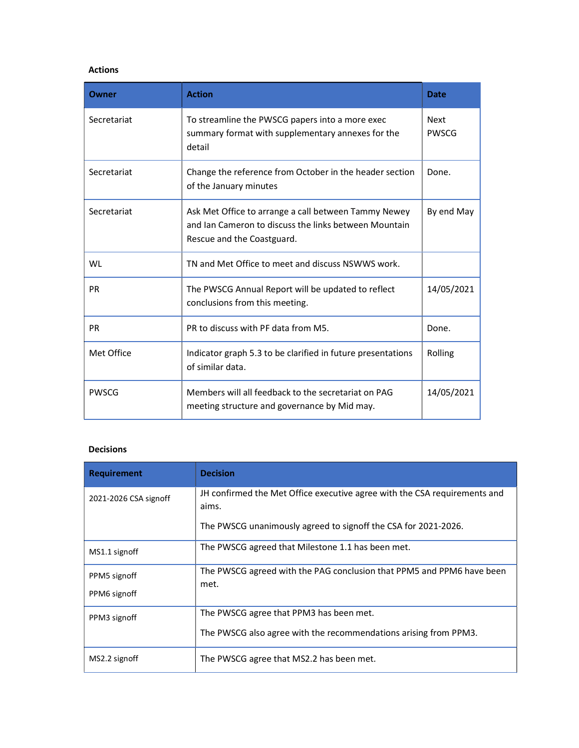**Actions**

| Owner | Action | Date |
|---|---|---|
| Secretariat | To streamline the PWSCG papers into a more exec summary format with supplementary annexes for the detail | Next PWSCG |
| Secretariat | Change the reference from October in the header section of the January minutes | Done. |
| Secretariat | Ask Met Office to arrange a call between Tammy Newey and Ian Cameron to discuss the links between Mountain Rescue and the Coastguard. | By end May |
| WL | TN and Met Office to meet and discuss NSWWS work. | |
| PR | The PWSCG Annual Report will be updated to reflect conclusions from this meeting. | 14/05/2021 |
| PR | PR to discuss with PF data from M5. | Done. |
| Met Office | Indicator graph 5.3 to be clarified in future presentations of similar data. | Rolling |
| PWSCG | Members will all feedback to the secretariat on PAG meeting structure and governance by Mid may. | 14/05/2021 |

**Decisions**

| Requirement | Decision |
|---|---|
| 2021-2026 CSA signoff | JH confirmed the Met Office executive agree with the CSA requirements and aims.<br><br>The PWSCG unanimously agreed to signoff the CSA for 2021-2026. |
| MS1.1 signoff | The PWSCG agreed that Milestone 1.1 has been met. |
| PPM5 signoff<br><br>PPM6 signoff | The PWSCG agreed with the PAG conclusion that PPM5 and PPM6 have been met. |
| PPM3 signoff | The PWSCG agree that PPM3 has been met.<br><br>The PWSCG also agree with the recommendations arising from PPM3. |
| MS2.2 signoff | The PWSCG agree that MS2.2 has been met. |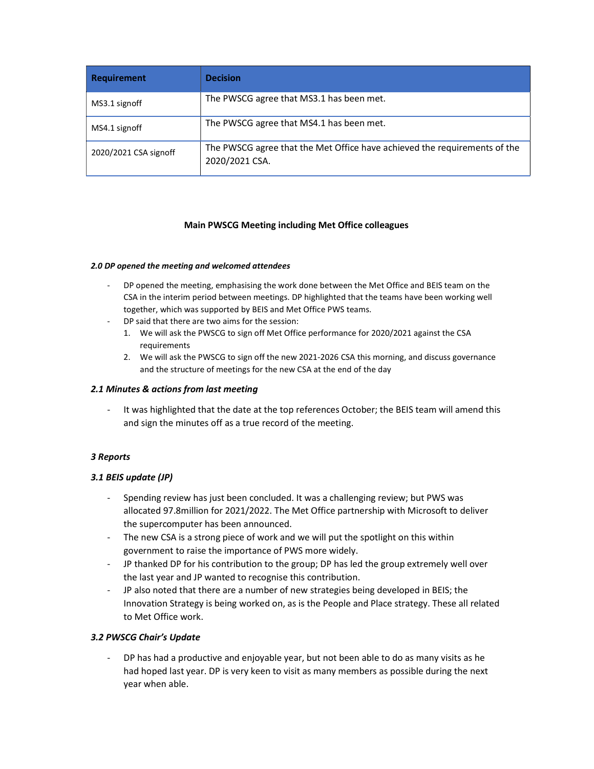| Requirement | Decision |
|---|---|
| MS3.1 signoff | The PWSCG agree that MS3.1 has been met. |
| MS4.1 signoff | The PWSCG agree that MS4.1 has been met. |
| 2020/2021 CSA signoff | The PWSCG agree that the Met Office have achieved the requirements of the 2020/2021 CSA. |

**Main PWSCG Meeting including Met Office colleagues**

***2.0 DP opened the meeting and welcomed attendees***

- DP opened the meeting, emphasising the work done between the Met Office and BEIS team on the CSA in the interim period between meetings. DP highlighted that the teams have been working well together, which was supported by BEIS and Met Office PWS teams.
- DP said that there are two aims for the session:
  1. We will ask the PWSCG to sign off Met Office performance for 2020/2021 against the CSA requirements
  2. We will ask the PWSCG to sign off the new 2021-2026 CSA this morning, and discuss governance and the structure of meetings for the new CSA at the end of the day

***2.1 Minutes & actions from last meeting***

- It was highlighted that the date at the top references October; the BEIS team will amend this and sign the minutes off as a true record of the meeting.

***3 Reports***

***3.1 BEIS update (JP)***

- Spending review has just been concluded. It was a challenging review; but PWS was allocated 97.8million for 2021/2022. The Met Office partnership with Microsoft to deliver the supercomputer has been announced.
- The new CSA is a strong piece of work and we will put the spotlight on this within government to raise the importance of PWS more widely.
- JP thanked DP for his contribution to the group; DP has led the group extremely well over the last year and JP wanted to recognise this contribution.
- JP also noted that there are a number of new strategies being developed in BEIS; the Innovation Strategy is being worked on, as is the People and Place strategy. These all related to Met Office work.

***3.2 PWSCG Chair's Update***

- DP has had a productive and enjoyable year, but not been able to do as many visits as he had hoped last year. DP is very keen to visit as many members as possible during the next year when able.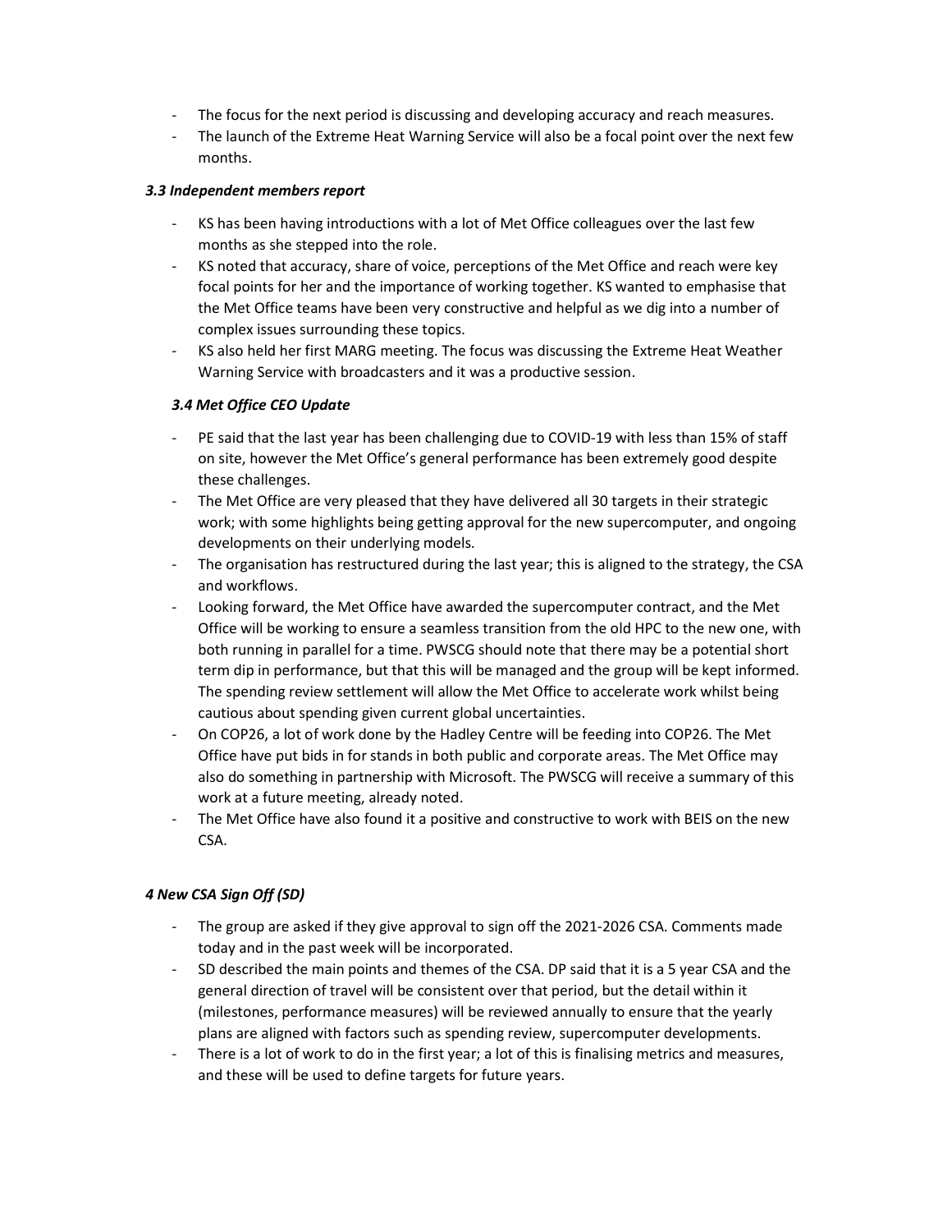- The focus for the next period is discussing and developing accuracy and reach measures.
- The launch of the Extreme Heat Warning Service will also be a focal point over the next few months.

#### *3.3 Independent members report*

- KS has been having introductions with a lot of Met Office colleagues over the last few months as she stepped into the role.
- KS noted that accuracy, share of voice, perceptions of the Met Office and reach were key focal points for her and the importance of working together. KS wanted to emphasise that the Met Office teams have been very constructive and helpful as we dig into a number of complex issues surrounding these topics.
- KS also held her first MARG meeting. The focus was discussing the Extreme Heat Weather Warning Service with broadcasters and it was a productive session.

#### *3.4 Met Office CEO Update*

- PE said that the last year has been challenging due to COVID-19 with less than 15% of staff on site, however the Met Office's general performance has been extremely good despite these challenges.
- The Met Office are very pleased that they have delivered all 30 targets in their strategic work; with some highlights being getting approval for the new supercomputer, and ongoing developments on their underlying models.
- The organisation has restructured during the last year; this is aligned to the strategy, the CSA and workflows.
- Looking forward, the Met Office have awarded the supercomputer contract, and the Met Office will be working to ensure a seamless transition from the old HPC to the new one, with both running in parallel for a time. PWSCG should note that there may be a potential short term dip in performance, but that this will be managed and the group will be kept informed. The spending review settlement will allow the Met Office to accelerate work whilst being cautious about spending given current global uncertainties.
- On COP26, a lot of work done by the Hadley Centre will be feeding into COP26. The Met Office have put bids in for stands in both public and corporate areas. The Met Office may also do something in partnership with Microsoft. The PWSCG will receive a summary of this work at a future meeting, already noted.
- The Met Office have also found it a positive and constructive to work with BEIS on the new CSA.

### *4 New CSA Sign Off (SD)*

- The group are asked if they give approval to sign off the 2021-2026 CSA. Comments made today and in the past week will be incorporated.
- SD described the main points and themes of the CSA. DP said that it is a 5 year CSA and the general direction of travel will be consistent over that period, but the detail within it (milestones, performance measures) will be reviewed annually to ensure that the yearly plans are aligned with factors such as spending review, supercomputer developments.
- There is a lot of work to do in the first year; a lot of this is finalising metrics and measures, and these will be used to define targets for future years.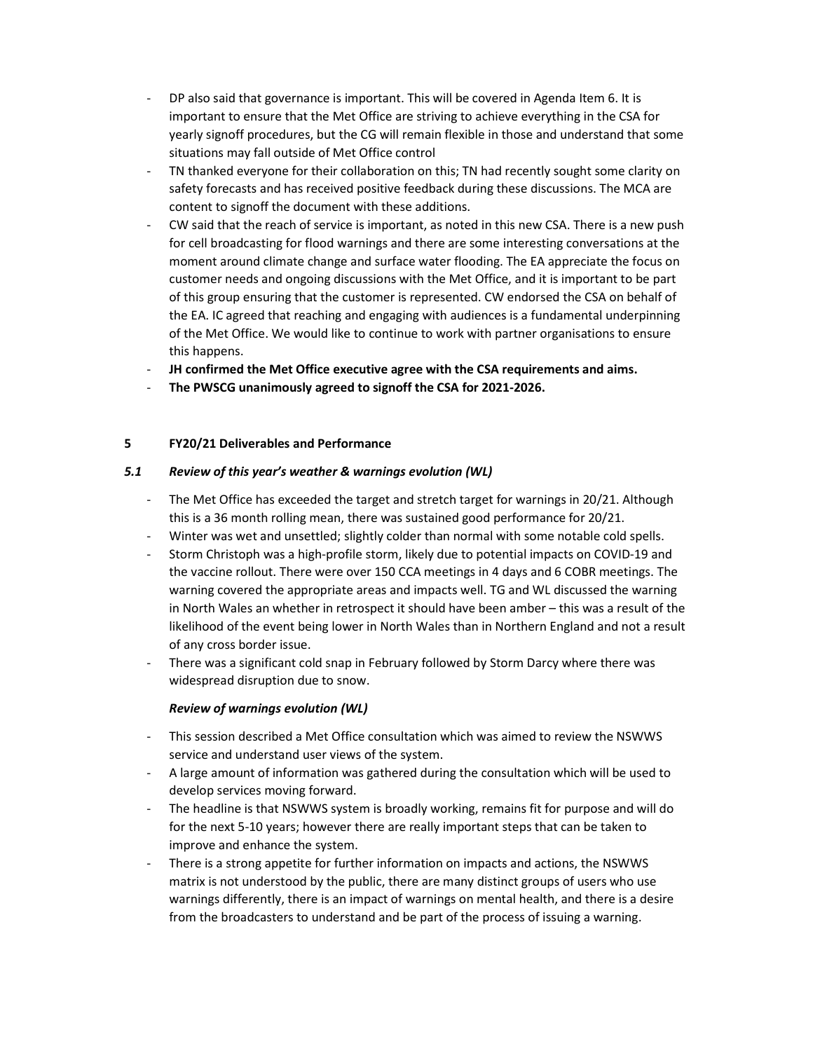- DP also said that governance is important. This will be covered in Agenda Item 6. It is important to ensure that the Met Office are striving to achieve everything in the CSA for yearly signoff procedures, but the CG will remain flexible in those and understand that some situations may fall outside of Met Office control
- TN thanked everyone for their collaboration on this; TN had recently sought some clarity on safety forecasts and has received positive feedback during these discussions. The MCA are content to signoff the document with these additions.
- CW said that the reach of service is important, as noted in this new CSA. There is a new push for cell broadcasting for flood warnings and there are some interesting conversations at the moment around climate change and surface water flooding. The EA appreciate the focus on customer needs and ongoing discussions with the Met Office, and it is important to be part of this group ensuring that the customer is represented. CW endorsed the CSA on behalf of the EA. IC agreed that reaching and engaging with audiences is a fundamental underpinning of the Met Office. We would like to continue to work with partner organisations to ensure this happens.
- **JH confirmed the Met Office executive agree with the CSA requirements and aims.**
- **The PWSCG unanimously agreed to signoff the CSA for 2021-2026.**

## 5 FY20/21 Deliverables and Performance

### *5.1 Review of this year's weather & warnings evolution (WL)*

- The Met Office has exceeded the target and stretch target for warnings in 20/21. Although this is a 36 month rolling mean, there was sustained good performance for 20/21.
- Winter was wet and unsettled; slightly colder than normal with some notable cold spells.
- Storm Christoph was a high-profile storm, likely due to potential impacts on COVID-19 and the vaccine rollout. There were over 150 CCA meetings in 4 days and 6 COBR meetings. The warning covered the appropriate areas and impacts well. TG and WL discussed the warning in North Wales an whether in retrospect it should have been amber – this was a result of the likelihood of the event being lower in North Wales than in Northern England and not a result of any cross border issue.
- There was a significant cold snap in February followed by Storm Darcy where there was widespread disruption due to snow.

***Review of warnings evolution (WL)***

- This session described a Met Office consultation which was aimed to review the NSWWS service and understand user views of the system.
- A large amount of information was gathered during the consultation which will be used to develop services moving forward.
- The headline is that NSWWS system is broadly working, remains fit for purpose and will do for the next 5-10 years; however there are really important steps that can be taken to improve and enhance the system.
- There is a strong appetite for further information on impacts and actions, the NSWWS matrix is not understood by the public, there are many distinct groups of users who use warnings differently, there is an impact of warnings on mental health, and there is a desire from the broadcasters to understand and be part of the process of issuing a warning.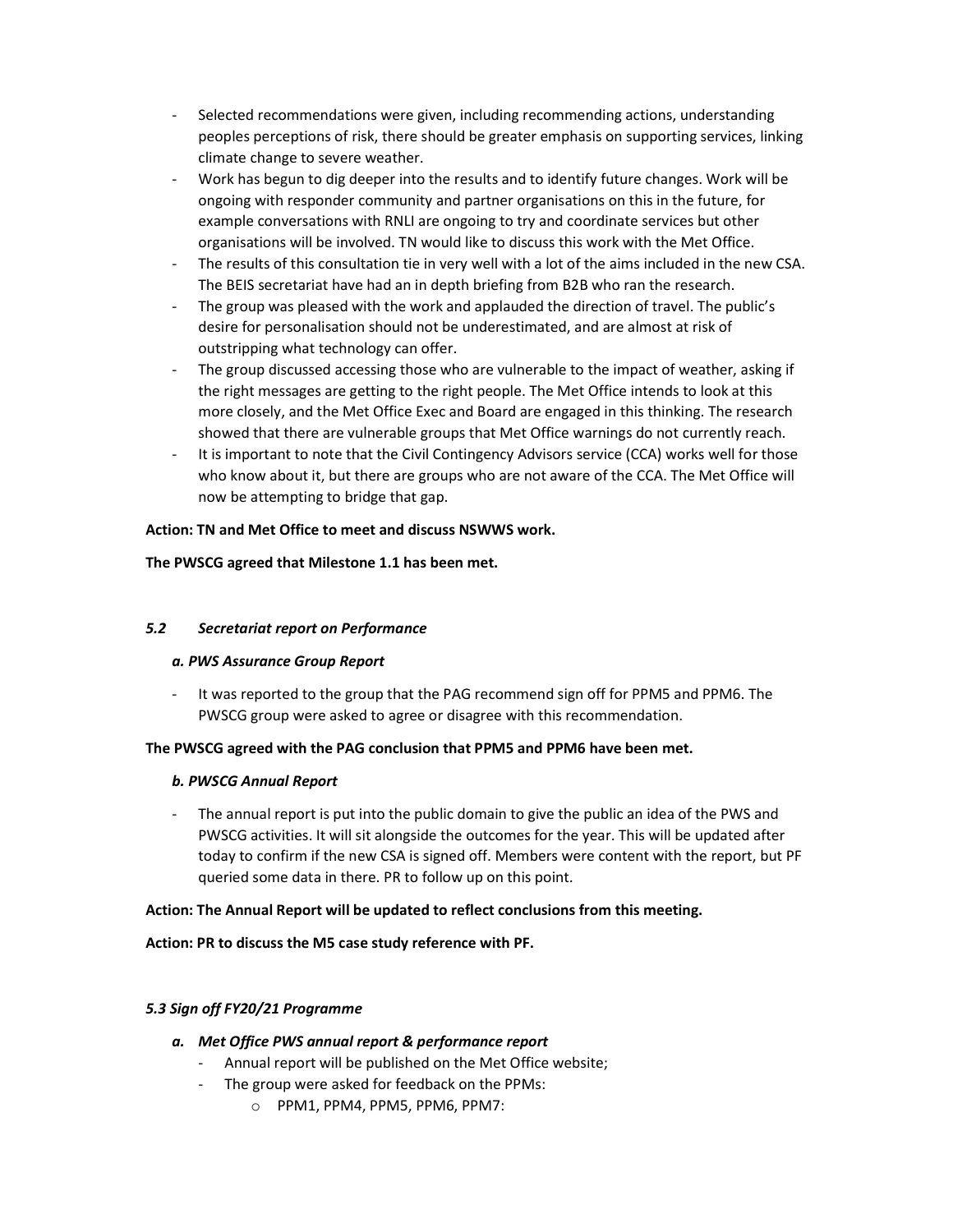- Selected recommendations were given, including recommending actions, understanding peoples perceptions of risk, there should be greater emphasis on supporting services, linking climate change to severe weather.
- Work has begun to dig deeper into the results and to identify future changes. Work will be ongoing with responder community and partner organisations on this in the future, for example conversations with RNLI are ongoing to try and coordinate services but other organisations will be involved. TN would like to discuss this work with the Met Office.
- The results of this consultation tie in very well with a lot of the aims included in the new CSA. The BEIS secretariat have had an in depth briefing from B2B who ran the research.
- The group was pleased with the work and applauded the direction of travel. The public's desire for personalisation should not be underestimated, and are almost at risk of outstripping what technology can offer.
- The group discussed accessing those who are vulnerable to the impact of weather, asking if the right messages are getting to the right people. The Met Office intends to look at this more closely, and the Met Office Exec and Board are engaged in this thinking. The research showed that there are vulnerable groups that Met Office warnings do not currently reach.
- It is important to note that the Civil Contingency Advisors service (CCA) works well for those who know about it, but there are groups who are not aware of the CCA. The Met Office will now be attempting to bridge that gap.

**Action: TN and Met Office to meet and discuss NSWWS work.**

**The PWSCG agreed that Milestone 1.1 has been met.**

### *5.2 Secretariat report on Performance*

#### *a. PWS Assurance Group Report*

- It was reported to the group that the PAG recommend sign off for PPM5 and PPM6. The PWSCG group were asked to agree or disagree with this recommendation.

**The PWSCG agreed with the PAG conclusion that PPM5 and PPM6 have been met.**

#### *b. PWSCG Annual Report*

- The annual report is put into the public domain to give the public an idea of the PWS and PWSCG activities. It will sit alongside the outcomes for the year. This will be updated after today to confirm if the new CSA is signed off. Members were content with the report, but PF queried some data in there. PR to follow up on this point.

**Action: The Annual Report will be updated to reflect conclusions from this meeting.**

**Action: PR to discuss the M5 case study reference with PF.**

### *5.3 Sign off FY20/21 Programme*

#### *a. Met Office PWS annual report & performance report*

- Annual report will be published on the Met Office website;
- The group were asked for feedback on the PPMs:
  - PPM1, PPM4, PPM5, PPM6, PPM7: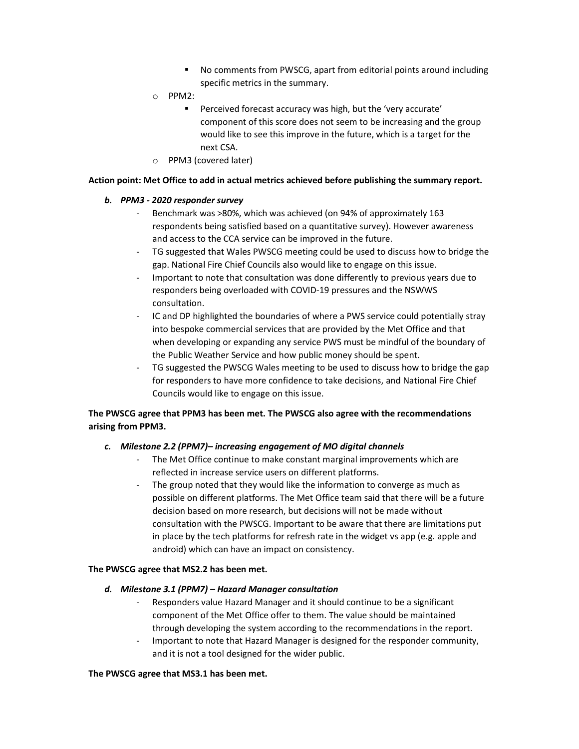- No comments from PWSCG, apart from editorial points around including specific metrics in the summary.
    - PPM2:
        - Perceived forecast accuracy was high, but the 'very accurate' component of this score does not seem to be increasing and the group would like to see this improve in the future, which is a target for the next CSA.
    - PPM3 (covered later)

**Action point: Met Office to add in actual metrics achieved before publishing the summary report.**

**b. *PPM3 - 2020 responder survey***

- Benchmark was >80%, which was achieved (on 94% of approximately 163 respondents being satisfied based on a quantitative survey). However awareness and access to the CCA service can be improved in the future.
- TG suggested that Wales PWSCG meeting could be used to discuss how to bridge the gap. National Fire Chief Councils also would like to engage on this issue.
- Important to note that consultation was done differently to previous years due to responders being overloaded with COVID-19 pressures and the NSWWS consultation.
- IC and DP highlighted the boundaries of where a PWS service could potentially stray into bespoke commercial services that are provided by the Met Office and that when developing or expanding any service PWS must be mindful of the boundary of the Public Weather Service and how public money should be spent.
- TG suggested the PWSCG Wales meeting to be used to discuss how to bridge the gap for responders to have more confidence to take decisions, and National Fire Chief Councils would like to engage on this issue.

**The PWSCG agree that PPM3 has been met. The PWSCG also agree with the recommendations arising from PPM3.**

**c. *Milestone 2.2 (PPM7)– increasing engagement of MO digital channels***

- The Met Office continue to make constant marginal improvements which are reflected in increase service users on different platforms.
- The group noted that they would like the information to converge as much as possible on different platforms. The Met Office team said that there will be a future decision based on more research, but decisions will not be made without consultation with the PWSCG. Important to be aware that there are limitations put in place by the tech platforms for refresh rate in the widget vs app (e.g. apple and android) which can have an impact on consistency.

**The PWSCG agree that MS2.2 has been met.**

**d. *Milestone 3.1 (PPM7) – Hazard Manager consultation***

- Responders value Hazard Manager and it should continue to be a significant component of the Met Office offer to them. The value should be maintained through developing the system according to the recommendations in the report.
- Important to note that Hazard Manager is designed for the responder community, and it is not a tool designed for the wider public.

**The PWSCG agree that MS3.1 has been met.**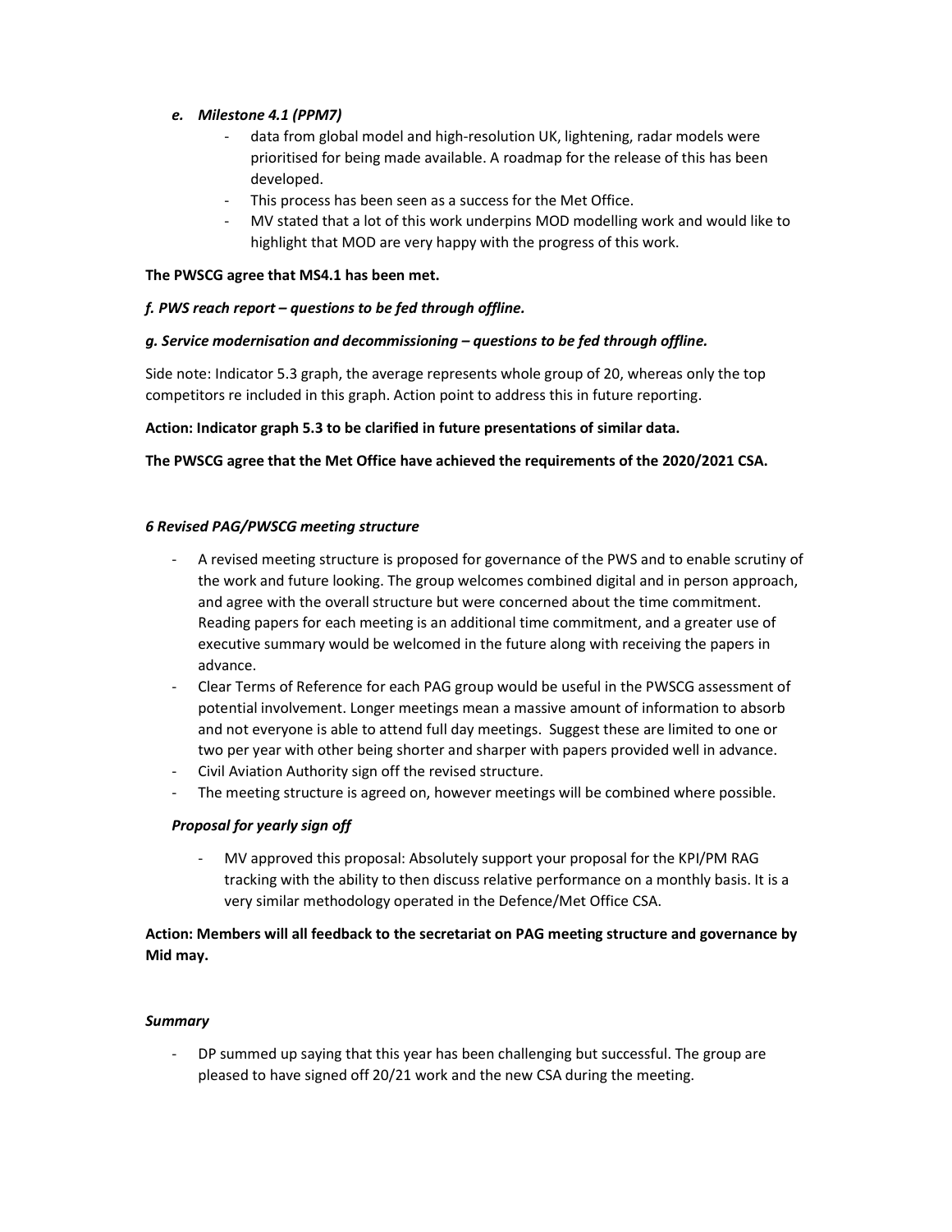*e. Milestone 4.1 (PPM7)*

- data from global model and high-resolution UK, lightening, radar models were prioritised for being made available. A roadmap for the release of this has been developed.
- This process has been seen as a success for the Met Office.
- MV stated that a lot of this work underpins MOD modelling work and would like to highlight that MOD are very happy with the progress of this work.

**The PWSCG agree that MS4.1 has been met.**

***f. PWS reach report – questions to be fed through offline.***

***g. Service modernisation and decommissioning – questions to be fed through offline.***

Side note: Indicator 5.3 graph, the average represents whole group of 20, whereas only the top competitors re included in this graph. Action point to address this in future reporting.

**Action: Indicator graph 5.3 to be clarified in future presentations of similar data.**

**The PWSCG agree that the Met Office have achieved the requirements of the 2020/2021 CSA.**

***6 Revised PAG/PWSCG meeting structure***

- A revised meeting structure is proposed for governance of the PWS and to enable scrutiny of the work and future looking. The group welcomes combined digital and in person approach, and agree with the overall structure but were concerned about the time commitment. Reading papers for each meeting is an additional time commitment, and a greater use of executive summary would be welcomed in the future along with receiving the papers in advance.
- Clear Terms of Reference for each PAG group would be useful in the PWSCG assessment of potential involvement. Longer meetings mean a massive amount of information to absorb and not everyone is able to attend full day meetings. Suggest these are limited to one or two per year with other being shorter and sharper with papers provided well in advance.
- Civil Aviation Authority sign off the revised structure.
- The meeting structure is agreed on, however meetings will be combined where possible.

***Proposal for yearly sign off***

- MV approved this proposal: Absolutely support your proposal for the KPI/PM RAG tracking with the ability to then discuss relative performance on a monthly basis. It is a very similar methodology operated in the Defence/Met Office CSA.

**Action: Members will all feedback to the secretariat on PAG meeting structure and governance by Mid may.**

***Summary***

- DP summed up saying that this year has been challenging but successful. The group are pleased to have signed off 20/21 work and the new CSA during the meeting.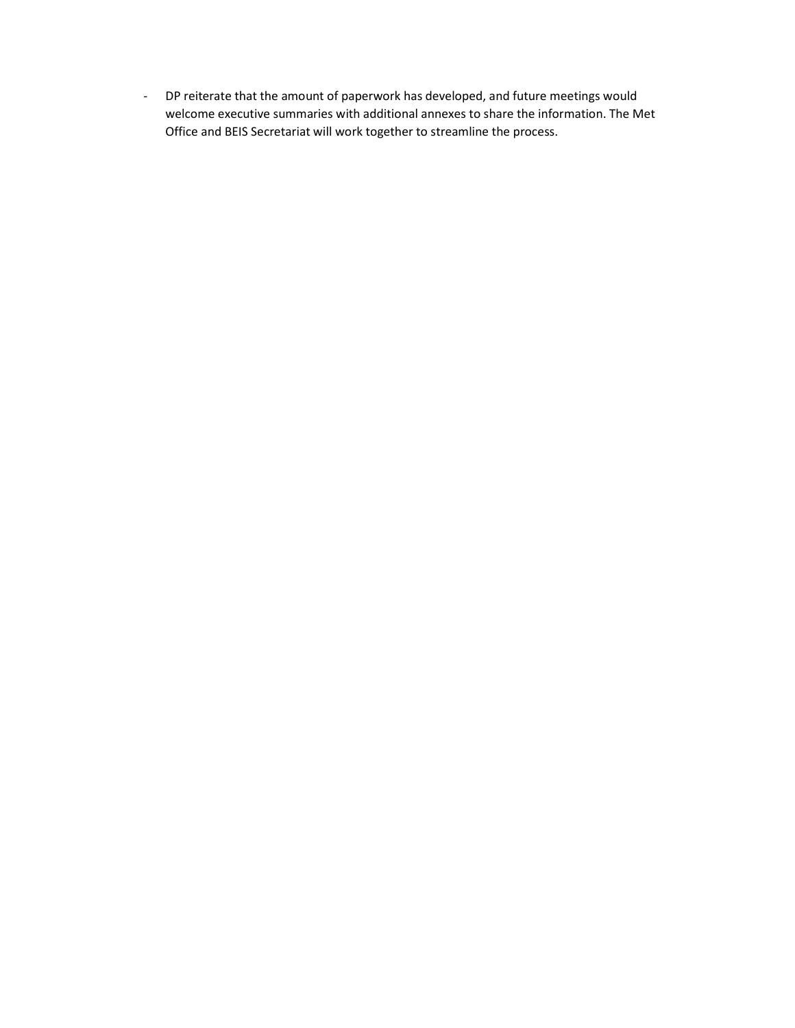- DP reiterate that the amount of paperwork has developed, and future meetings would welcome executive summaries with additional annexes to share the information. The Met Office and BEIS Secretariat will work together to streamline the process.